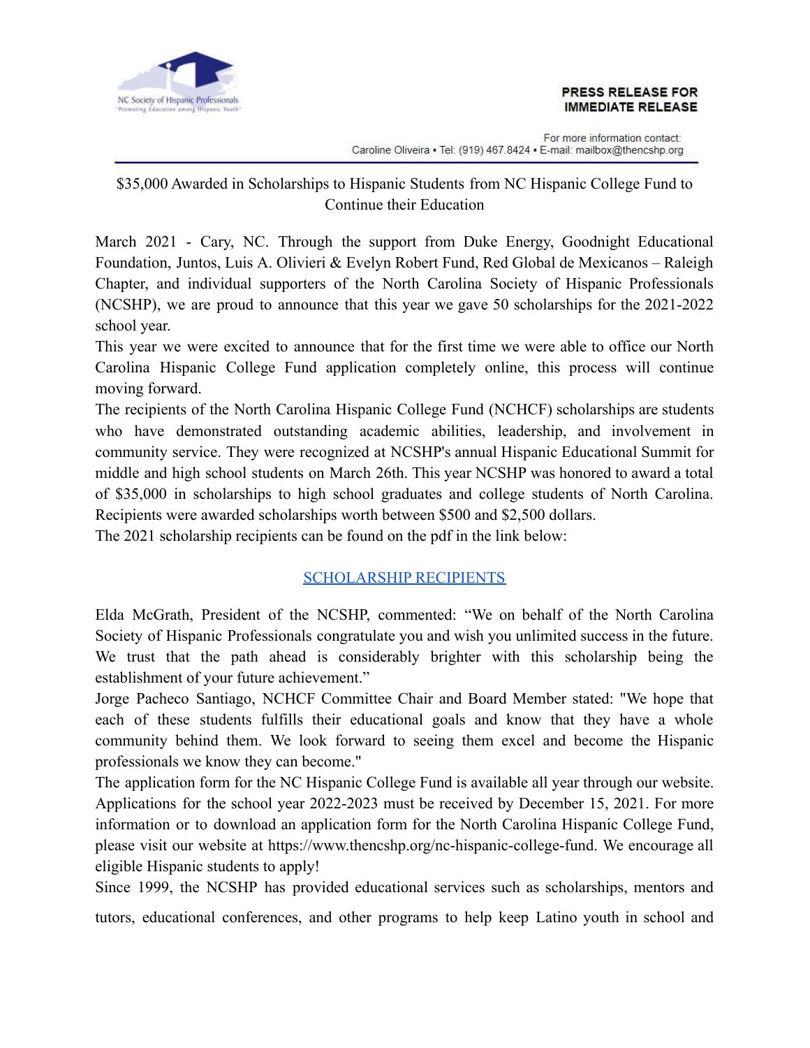NC Society of Hispanic Professionals
"Promoting Education among Hispanic Youth"

**PRESS RELEASE FOR IMMEDIATE RELEASE**

For more information contact:
Caroline Oliveira ▪ Tel: (919) 467.8424 ▪ E-mail: mailbox@thencshp.org

---

$35,000 Awarded in Scholarships to Hispanic Students from NC Hispanic College Fund to Continue their Education

March 2021 - Cary, NC. Through the support from Duke Energy, Goodnight Educational Foundation, Juntos, Luis A. Olivieri & Evelyn Robert Fund, Red Global de Mexicanos – Raleigh Chapter, and individual supporters of the North Carolina Society of Hispanic Professionals (NCSHP), we are proud to announce that this year we gave 50 scholarships for the 2021-2022 school year.

This year we were excited to announce that for the first time we were able to office our North Carolina Hispanic College Fund application completely online, this process will continue moving forward.

The recipients of the North Carolina Hispanic College Fund (NCHCF) scholarships are students who have demonstrated outstanding academic abilities, leadership, and involvement in community service. They were recognized at NCSHP's annual Hispanic Educational Summit for middle and high school students on March 26th. This year NCSHP was honored to award a total of $35,000 in scholarships to high school graduates and college students of North Carolina. Recipients were awarded scholarships worth between $500 and $2,500 dollars.

The 2021 scholarship recipients can be found on the pdf in the link below:

SCHOLARSHIP RECIPIENTS

Elda McGrath, President of the NCSHP, commented: "We on behalf of the North Carolina Society of Hispanic Professionals congratulate you and wish you unlimited success in the future. We trust that the path ahead is considerably brighter with this scholarship being the establishment of your future achievement."

Jorge Pacheco Santiago, NCHCF Committee Chair and Board Member stated: "We hope that each of these students fulfills their educational goals and know that they have a whole community behind them. We look forward to seeing them excel and become the Hispanic professionals we know they can become."

The application form for the NC Hispanic College Fund is available all year through our website. Applications for the school year 2022-2023 must be received by December 15, 2021. For more information or to download an application form for the North Carolina Hispanic College Fund, please visit our website at https://www.thencshp.org/nc-hispanic-college-fund. We encourage all eligible Hispanic students to apply!

Since 1999, the NCSHP has provided educational services such as scholarships, mentors and tutors, educational conferences, and other programs to help keep Latino youth in school and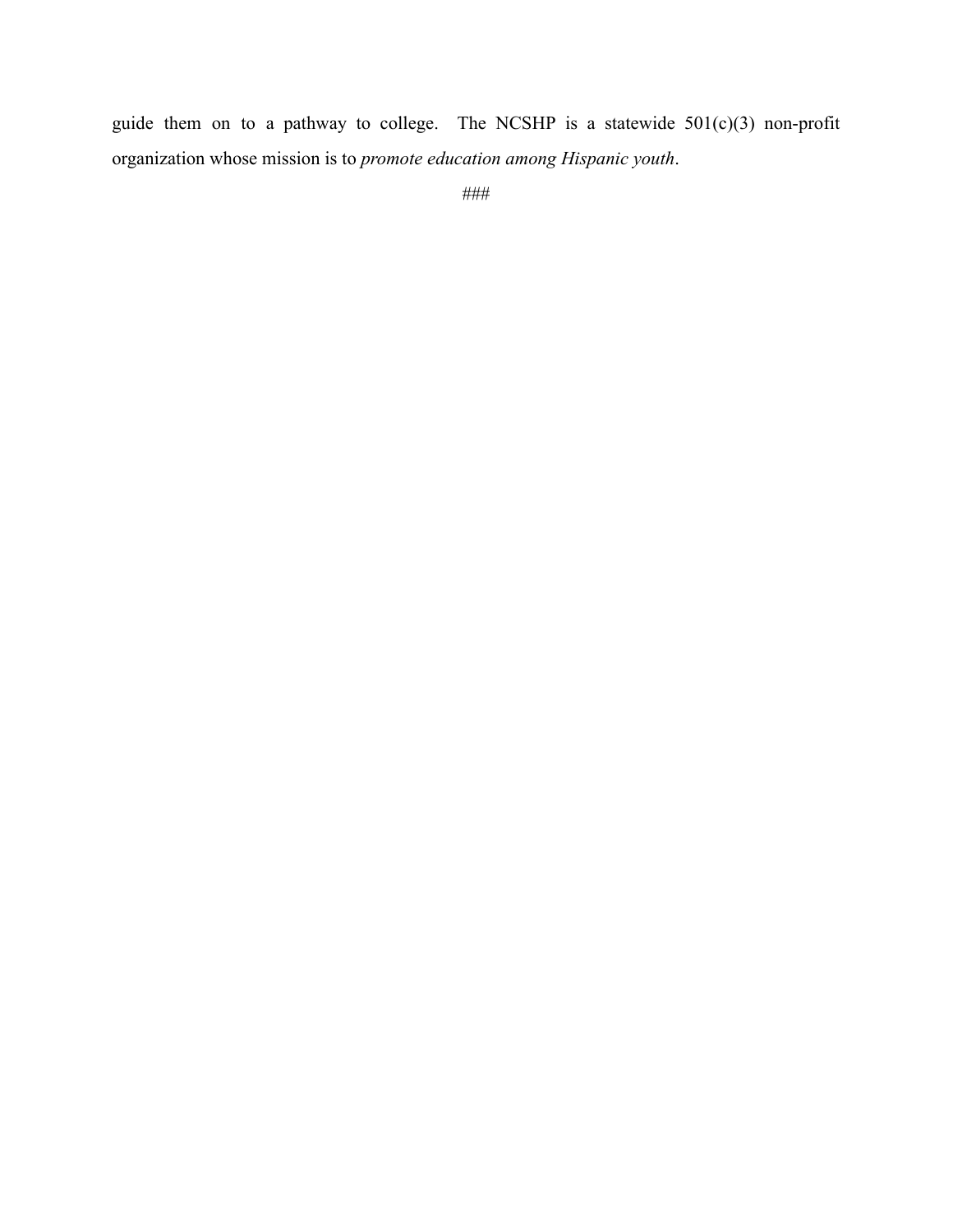guide them on to a pathway to college. The NCSHP is a statewide 501(c)(3) non-profit organization whose mission is to *promote education among Hispanic youth*.

###